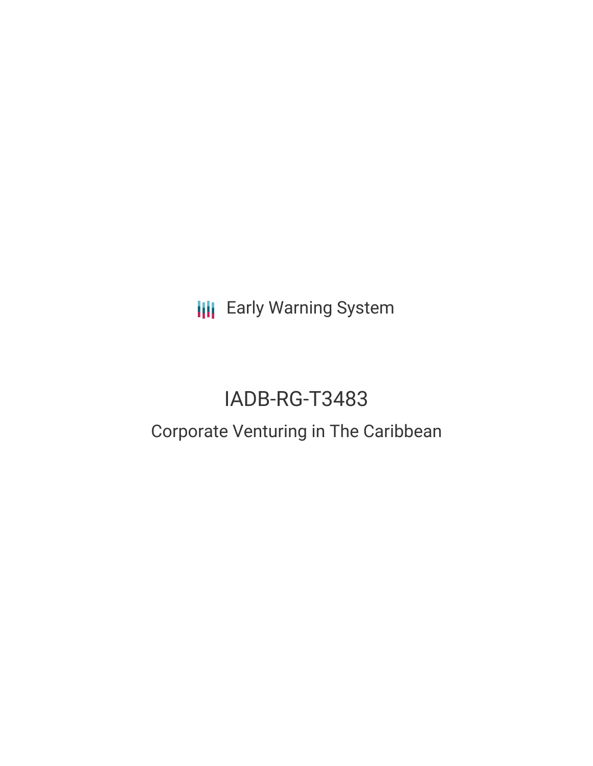Early Warning System

# IADB-RG-T3483

## Corporate Venturing in The Caribbean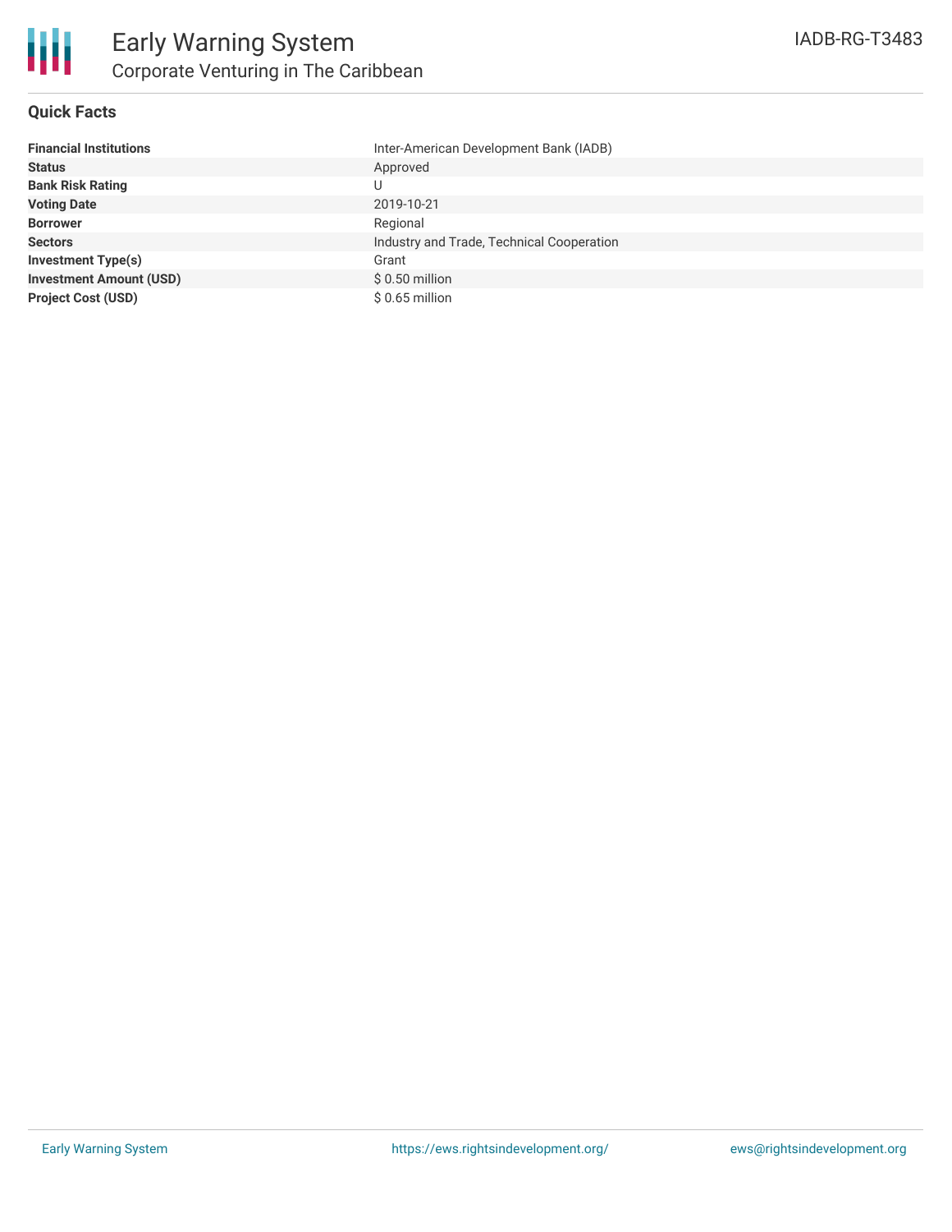# Early Warning System

## Corporate Venturing in The Caribbean

IADB-RG-T3483

### Quick Facts

| | |
|---|---|
| **Financial Institutions** | Inter-American Development Bank (IADB) |
| **Status** | Approved |
| **Bank Risk Rating** | U |
| **Voting Date** | 2019-10-21 |
| **Borrower** | Regional |
| **Sectors** | Industry and Trade, Technical Cooperation |
| **Investment Type(s)** | Grant |
| **Investment Amount (USD)** | $ 0.50 million |
| **Project Cost (USD)** | $ 0.65 million |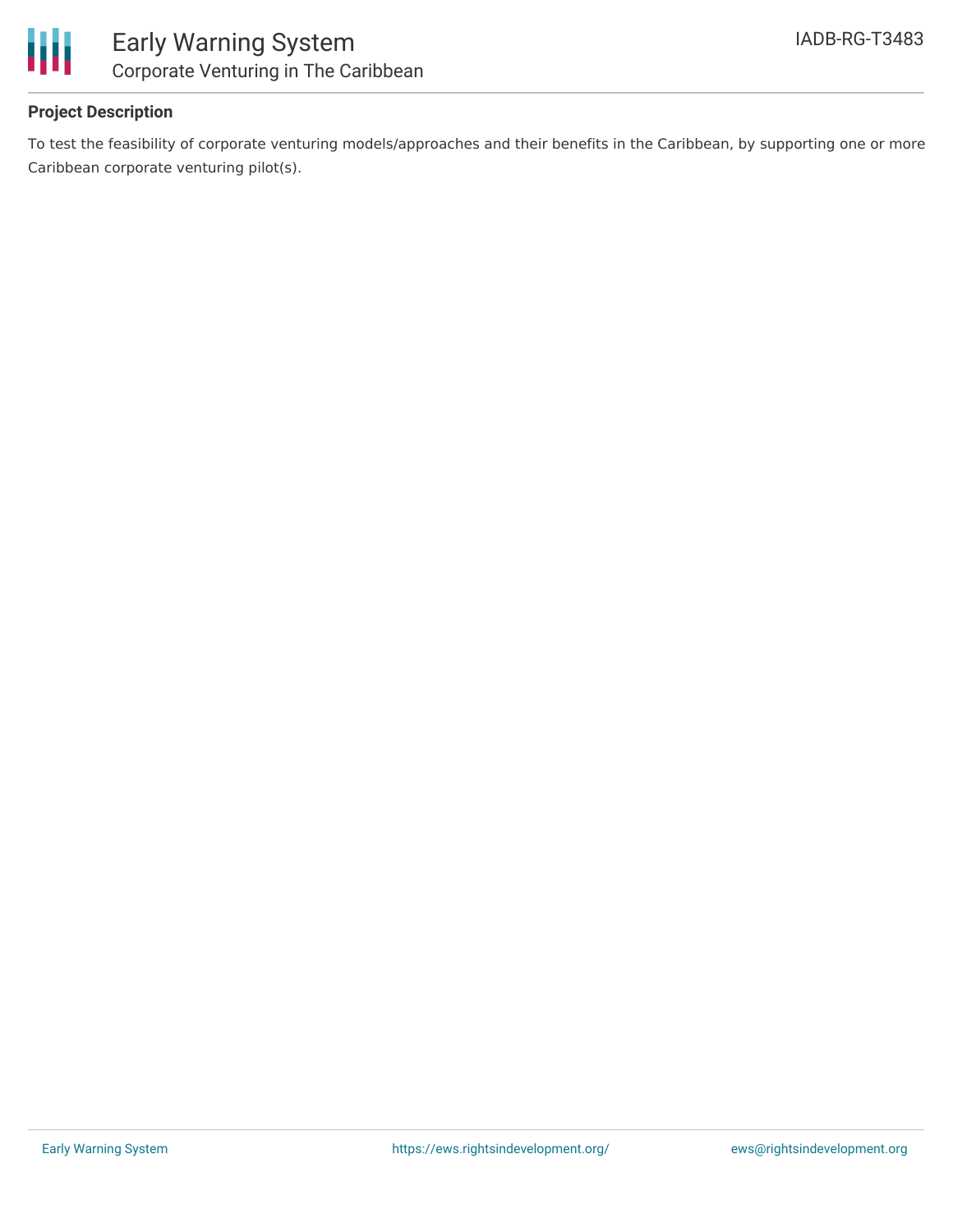## Project Description

To test the feasibility of corporate venturing models/approaches and their benefits in the Caribbean, by supporting one or more Caribbean corporate venturing pilot(s).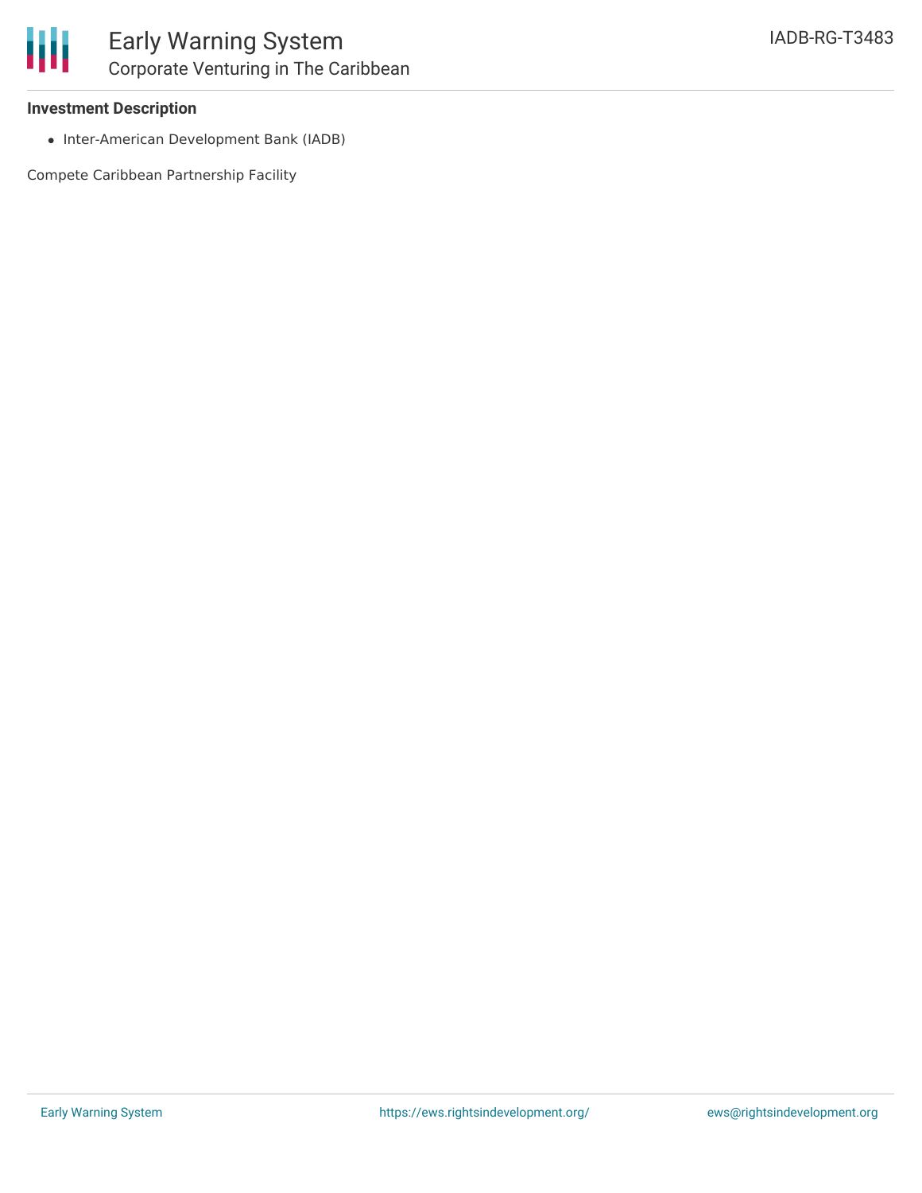**Investment Description**

- Inter-American Development Bank (IADB)

Compete Caribbean Partnership Facility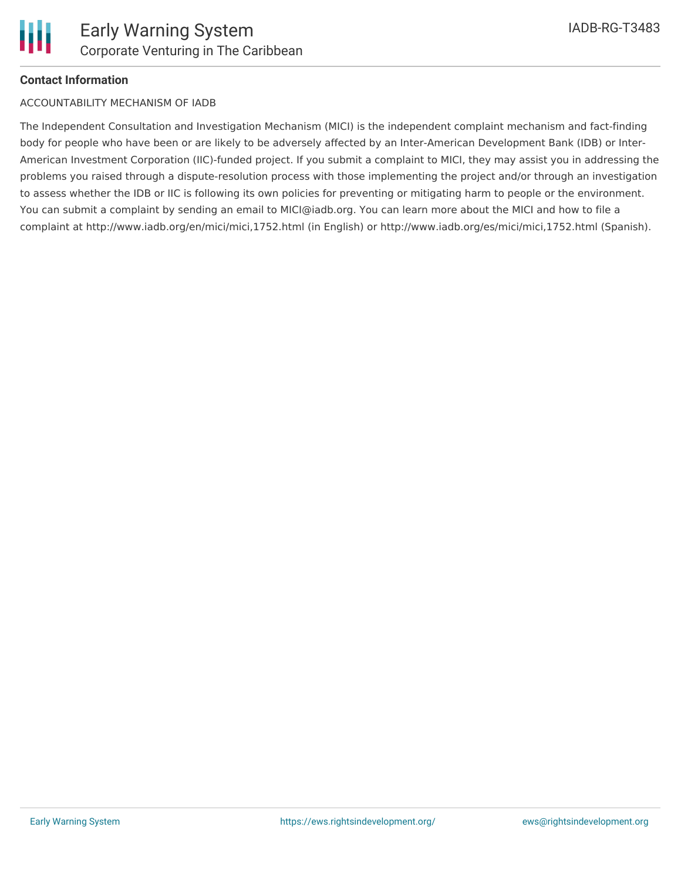**Contact Information**

ACCOUNTABILITY MECHANISM OF IADB

The Independent Consultation and Investigation Mechanism (MICI) is the independent complaint mechanism and fact-finding body for people who have been or are likely to be adversely affected by an Inter-American Development Bank (IDB) or Inter-American Investment Corporation (IIC)-funded project. If you submit a complaint to MICI, they may assist you in addressing the problems you raised through a dispute-resolution process with those implementing the project and/or through an investigation to assess whether the IDB or IIC is following its own policies for preventing or mitigating harm to people or the environment. You can submit a complaint by sending an email to MICI@iadb.org. You can learn more about the MICI and how to file a complaint at http://www.iadb.org/en/mici/mici,1752.html (in English) or http://www.iadb.org/es/mici/mici,1752.html (Spanish).